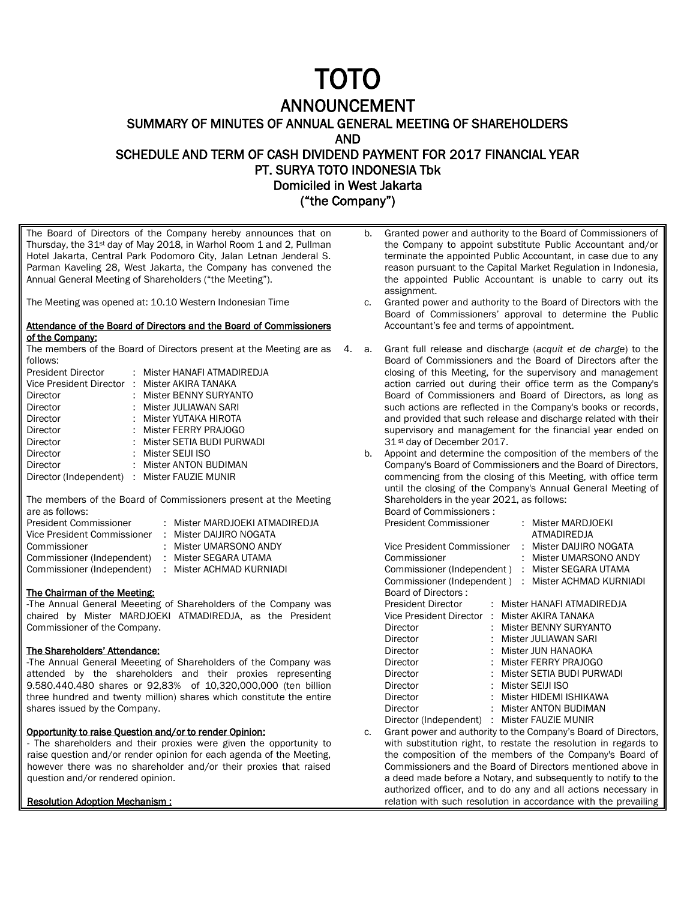# TOTO

## ANNOUNCEMENT

### SUMMARY OF MINUTES OF ANNUAL GENERAL MEETING OF SHAREHOLDERS
### AND
### SCHEDULE AND TERM OF CASH DIVIDEND PAYMENT FOR 2017 FINANCIAL YEAR
### PT. SURYA TOTO INDONESIA Tbk
### Domiciled in West Jakarta
### ("the Company")

The Board of Directors of the Company hereby announces that on Thursday, the 31st day of May 2018, in Warhol Room 1 and 2, Pullman Hotel Jakarta, Central Park Podomoro City, Jalan Letnan Jenderal S. Parman Kaveling 28, West Jakarta, the Company has convened the Annual General Meeting of Shareholders ("the Meeting").

The Meeting was opened at: 10.10 Western Indonesian Time

**Attendance of the Board of Directors and the Board of Commissioners of the Company:**

The members of the Board of Directors present at the Meeting are as follows:

| | | |
|---|---|---|
| President Director | : | Mister HANAFI ATMADIREDJA |
| Vice President Director | : | Mister AKIRA TANAKA |
| Director | : | Mister BENNY SURYANTO |
| Director | : | Mister JULIAWAN SARI |
| Director | : | Mister YUTAKA HIROTA |
| Director | : | Mister FERRY PRAJOGO |
| Director | : | Mister SETIA BUDI PURWADI |
| Director | : | Mister SEIJI ISO |
| Director | : | Mister ANTON BUDIMAN |
| Director (Independent) | : | Mister FAUZIE MUNIR |

The members of the Board of Commissioners present at the Meeting are as follows:

| | | |
|---|---|---|
| President Commissioner | : | Mister MARDJOEKI ATMADIREDJA |
| Vice President Commissioner | : | Mister DAIJIRO NOGATA |
| Commissioner | : | Mister UMARSONO ANDY |
| Commissioner (Independent) | : | Mister SEGARA UTAMA |
| Commissioner (Independent) | : | Mister ACHMAD KURNIADI |

**The Chairman of the Meeting:**

-The Annual General Meeeting of Shareholders of the Company was chaired by Mister MARDJOEKI ATMADIREDJA, as the President Commissioner of the Company.

**The Shareholders' Attendance:**

-The Annual General Meeeting of Shareholders of the Company was attended by the shareholders and their proxies representing 9.580.440.480 shares or 92,83% of 10,320,000,000 (ten billion three hundred and twenty million) shares which constitute the entire shares issued by the Company.

**Opportunity to raise Question and/or to render Opinion:**

- The shareholders and their proxies were given the opportunity to raise question and/or render opinion for each agenda of the Meeting, however there was no shareholder and/or their proxies that raised question and/or rendered opinion.

**Resolution Adoption Mechanism :**

b. Granted power and authority to the Board of Commissioners of the Company to appoint substitute Public Accountant and/or terminate the appointed Public Accountant, in case due to any reason pursuant to the Capital Market Regulation in Indonesia, the appointed Public Accountant is unable to carry out its assignment.

c. Granted power and authority to the Board of Directors with the Board of Commissioners' approval to determine the Public Accountant's fee and terms of appointment.

4. a. Grant full release and discharge (*acquit et de charge*) to the Board of Commissioners and the Board of Directors after the closing of this Meeting, for the supervisory and management action carried out during their office term as the Company's Board of Commissioners and Board of Directors, as long as such actions are reflected in the Company's books or records, and provided that such release and discharge related with their supervisory and management for the financial year ended on 31st day of December 2017.

   b. Appoint and determine the composition of the members of the Company's Board of Commissioners and the Board of Directors, commencing from the closing of this Meeting, with office term until the closing of the Company's Annual General Meeting of Shareholders in the year 2021, as follows:

   Board of Commissioners :

| | | |
|---|---|---|
| President Commissioner | : | Mister MARDJOEKI ATMADIREDJA |
| Vice President Commissioner | : | Mister DAIJIRO NOGATA |
| Commissioner | : | Mister UMARSONO ANDY |
| Commissioner (Independent ) | : | Mister SEGARA UTAMA |
| Commissioner (Independent ) | : | Mister ACHMAD KURNIADI |

   Board of Directors :

| | | |
|---|---|---|
| President Director | : | Mister HANAFI ATMADIREDJA |
| Vice President Director | : | Mister AKIRA TANAKA |
| Director | : | Mister BENNY SURYANTO |
| Director | : | Mister JULIAWAN SARI |
| Director | : | Mister JUN HANAOKA |
| Director | : | Mister FERRY PRAJOGO |
| Director | : | Mister SETIA BUDI PURWADI |
| Director | : | Mister SEIJI ISO |
| Director | : | Mister HIDEMI ISHIKAWA |
| Director | : | Mister ANTON BUDIMAN |
| Director (Independent) | : | Mister FAUZIE MUNIR |

   c. Grant power and authority to the Company's Board of Directors, with substitution right, to restate the resolution in regards to the composition of the members of the Company's Board of Commissioners and the Board of Directors mentioned above in a deed made before a Notary, and subsequently to notify to the authorized officer, and to do any and all actions necessary in relation with such resolution in accordance with the prevailing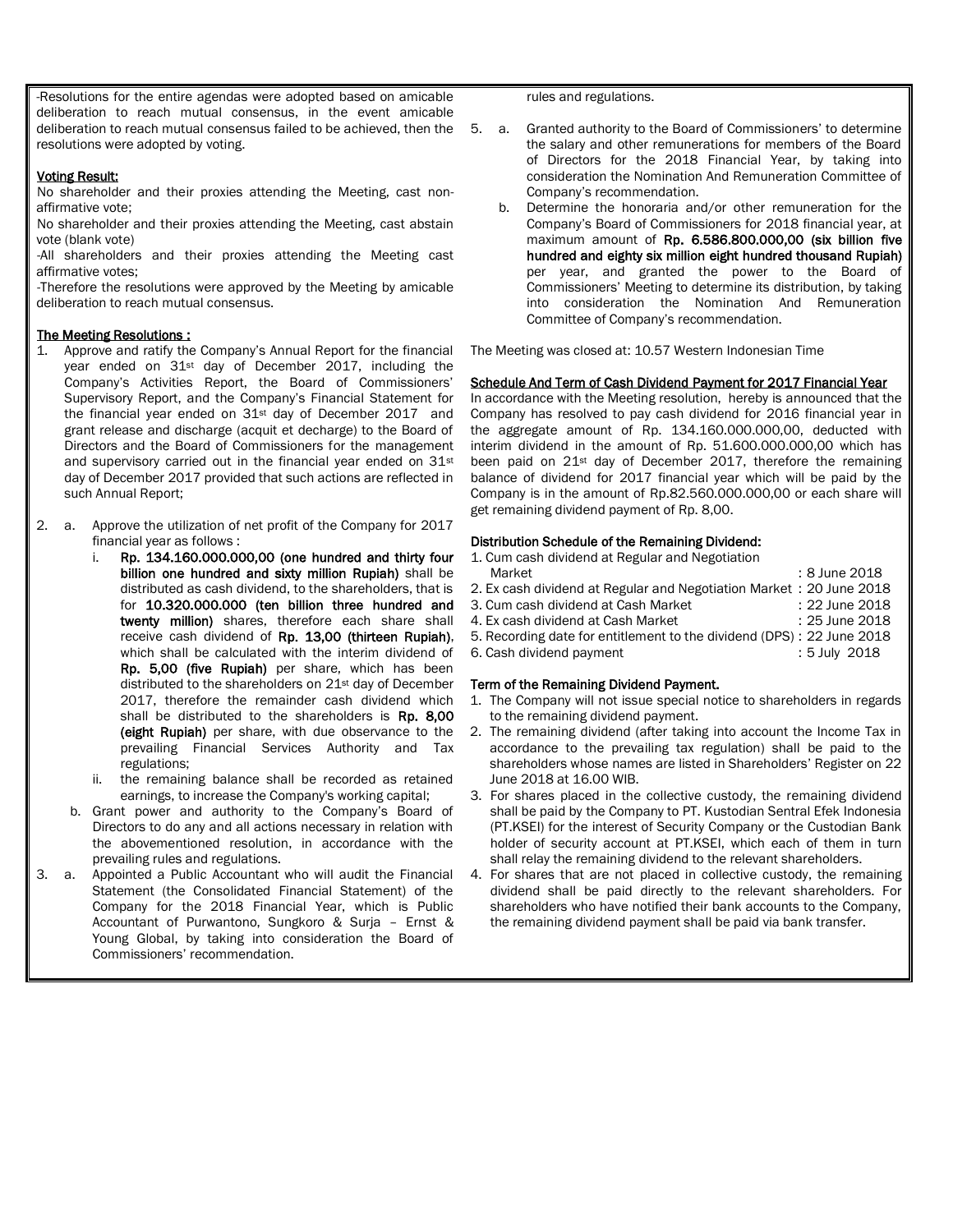-Resolutions for the entire agendas were adopted based on amicable deliberation to reach mutual consensus, in the event amicable deliberation to reach mutual consensus failed to be achieved, then the resolutions were adopted by voting.

**Voting Result:**

No shareholder and their proxies attending the Meeting, cast non-affirmative vote;

No shareholder and their proxies attending the Meeting, cast abstain vote (blank vote)

-All shareholders and their proxies attending the Meeting cast affirmative votes;

-Therefore the resolutions were approved by the Meeting by amicable deliberation to reach mutual consensus.

**The Meeting Resolutions :**

1. Approve and ratify the Company's Annual Report for the financial year ended on 31st day of December 2017, including the Company's Activities Report, the Board of Commissioners' Supervisory Report, and the Company's Financial Statement for the financial year ended on 31st day of December 2017 and grant release and discharge (acquit et decharge) to the Board of Directors and the Board of Commissioners for the management and supervisory carried out in the financial year ended on 31st day of December 2017 provided that such actions are reflected in such Annual Report;

2. a. Approve the utilization of net profit of the Company for 2017 financial year as follows :
   i. **Rp. 134.160.000.000,00 (one hundred and thirty four billion one hundred and sixty million Rupiah)** shall be distributed as cash dividend, to the shareholders, that is for **10.320.000.000 (ten billion three hundred and twenty million)** shares, therefore each share shall receive cash dividend of **Rp. 13,00 (thirteen Rupiah)**, which shall be calculated with the interim dividend of **Rp. 5,00 (five Rupiah)** per share, which has been distributed to the shareholders on 21st day of December 2017, therefore the remainder cash dividend which shall be distributed to the shareholders is **Rp. 8,00 (eight Rupiah)** per share, with due observance to the prevailing Financial Services Authority and Tax regulations;
   ii. the remaining balance shall be recorded as retained earnings, to increase the Company's working capital;

   b. Grant power and authority to the Company's Board of Directors to do any and all actions necessary in relation with the abovementioned resolution, in accordance with the prevailing rules and regulations.

3. a. Appointed a Public Accountant who will audit the Financial Statement (the Consolidated Financial Statement) of the Company for the 2018 Financial Year, which is Public Accountant of Purwantono, Sungkoro & Surja – Ernst & Young Global, by taking into consideration the Board of Commissioners' recommendation.

rules and regulations.

5. a. Granted authority to the Board of Commissioners' to determine the salary and other remunerations for members of the Board of Directors for the 2018 Financial Year, by taking into consideration the Nomination And Remuneration Committee of Company's recommendation.

   b. Determine the honoraria and/or other remuneration for the Company's Board of Commissioners for 2018 financial year, at maximum amount of **Rp. 6.586.800.000,00 (six billion five hundred and eighty six million eight hundred thousand Rupiah)** per year, and granted the power to the Board of Commissioners' Meeting to determine its distribution, by taking into consideration the Nomination And Remuneration Committee of Company's recommendation.

The Meeting was closed at: 10.57 Western Indonesian Time

**Schedule And Term of Cash Dividend Payment for 2017 Financial Year**

In accordance with the Meeting resolution, hereby is announced that the Company has resolved to pay cash dividend for 2016 financial year in the aggregate amount of Rp. 134.160.000.000,00, deducted with interim dividend in the amount of Rp. 51.600.000.000,00 which has been paid on 21st day of December 2017, therefore the remaining balance of dividend for 2017 financial year which will be paid by the Company is in the amount of Rp.82.560.000.000,00 or each share will get remaining dividend payment of Rp. 8,00.

**Distribution Schedule of the Remaining Dividend:**

| | |
|---|---|
| 1. Cum cash dividend at Regular and Negotiation Market | : 8 June 2018 |
| 2. Ex cash dividend at Regular and Negotiation Market | : 20 June 2018 |
| 3. Cum cash dividend at Cash Market | : 22 June 2018 |
| 4. Ex cash dividend at Cash Market | : 25 June 2018 |
| 5. Recording date for entitlement to the dividend (DPS) | : 22 June 2018 |
| 6. Cash dividend payment | : 5 July 2018 |

**Term of the Remaining Dividend Payment.**

1. The Company will not issue special notice to shareholders in regards to the remaining dividend payment.
2. The remaining dividend (after taking into account the Income Tax in accordance to the prevailing tax regulation) shall be paid to the shareholders whose names are listed in Shareholders' Register on 22 June 2018 at 16.00 WIB.
3. For shares placed in the collective custody, the remaining dividend shall be paid by the Company to PT. Kustodian Sentral Efek Indonesia (PT.KSEI) for the interest of Security Company or the Custodian Bank holder of security account at PT.KSEI, which each of them in turn shall relay the remaining dividend to the relevant shareholders.
4. For shares that are not placed in collective custody, the remaining dividend shall be paid directly to the relevant shareholders. For shareholders who have notified their bank accounts to the Company, the remaining dividend payment shall be paid via bank transfer.